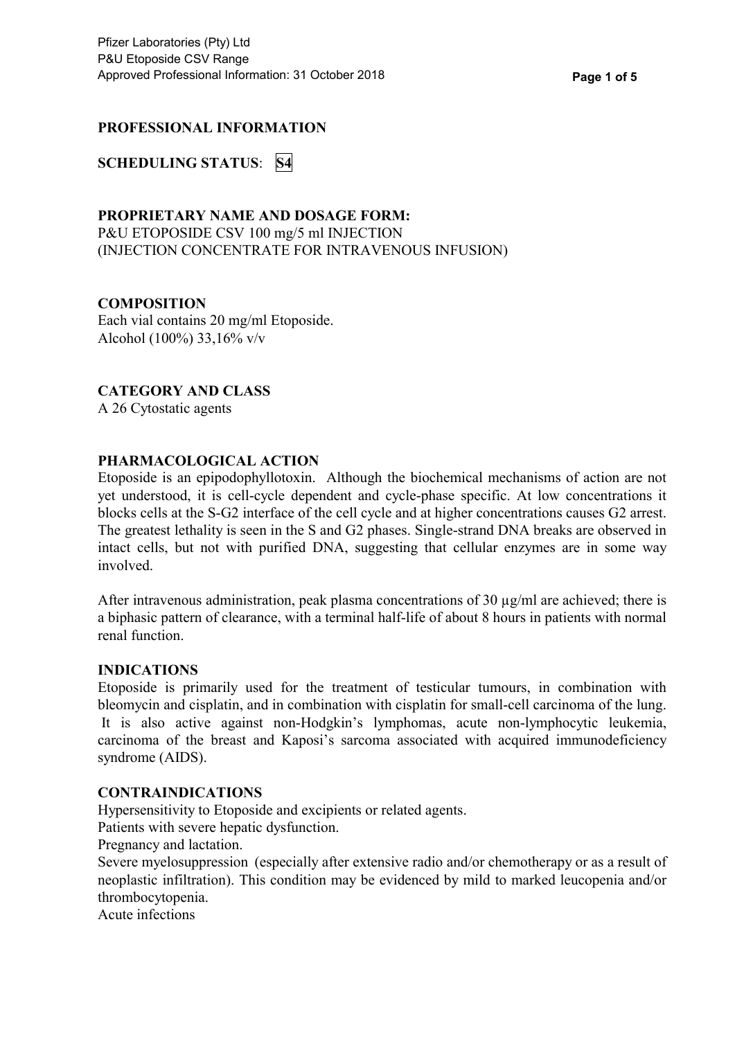## PROFESSIONAL INFORMATION

**SCHEDULING STATUS**: **S4**

**PROPRIETARY NAME AND DOSAGE FORM:**
P&U ETOPOSIDE CSV 100 mg/5 ml INJECTION
(INJECTION CONCENTRATE FOR INTRAVENOUS INFUSION)

**COMPOSITION**
Each vial contains 20 mg/ml Etoposide.
Alcohol (100%) 33,16% v/v

**CATEGORY AND CLASS**
A 26 Cytostatic agents

**PHARMACOLOGICAL ACTION**
Etoposide is an epipodophyllotoxin. Although the biochemical mechanisms of action are not yet understood, it is cell-cycle dependent and cycle-phase specific. At low concentrations it blocks cells at the S-G2 interface of the cell cycle and at higher concentrations causes G2 arrest. The greatest lethality is seen in the S and G2 phases. Single-strand DNA breaks are observed in intact cells, but not with purified DNA, suggesting that cellular enzymes are in some way involved.

After intravenous administration, peak plasma concentrations of 30 µg/ml are achieved; there is a biphasic pattern of clearance, with a terminal half-life of about 8 hours in patients with normal renal function.

**INDICATIONS**
Etoposide is primarily used for the treatment of testicular tumours, in combination with bleomycin and cisplatin, and in combination with cisplatin for small-cell carcinoma of the lung. It is also active against non-Hodgkin's lymphomas, acute non-lymphocytic leukemia, carcinoma of the breast and Kaposi's sarcoma associated with acquired immunodeficiency syndrome (AIDS).

**CONTRAINDICATIONS**
Hypersensitivity to Etoposide and excipients or related agents.
Patients with severe hepatic dysfunction.
Pregnancy and lactation.
Severe myelosuppression (especially after extensive radio and/or chemotherapy or as a result of neoplastic infiltration). This condition may be evidenced by mild to marked leucopenia and/or thrombocytopenia.
Acute infections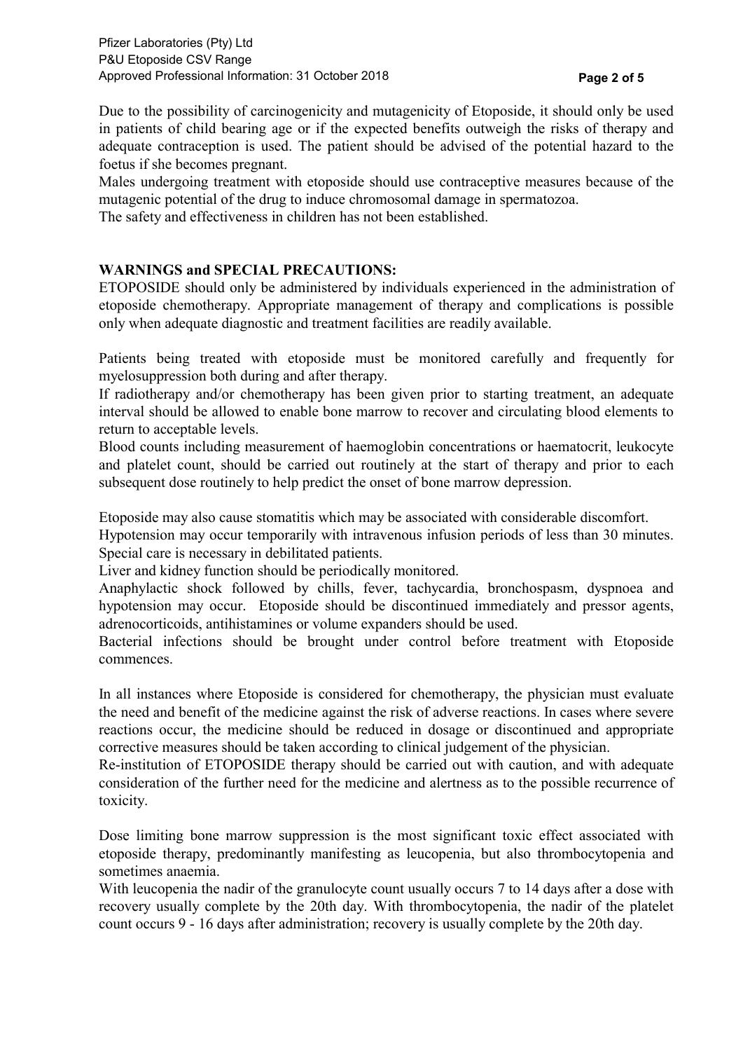Due to the possibility of carcinogenicity and mutagenicity of Etoposide, it should only be used in patients of child bearing age or if the expected benefits outweigh the risks of therapy and adequate contraception is used. The patient should be advised of the potential hazard to the foetus if she becomes pregnant.

Males undergoing treatment with etoposide should use contraceptive measures because of the mutagenic potential of the drug to induce chromosomal damage in spermatozoa.

The safety and effectiveness in children has not been established.

## WARNINGS and SPECIAL PRECAUTIONS:

ETOPOSIDE should only be administered by individuals experienced in the administration of etoposide chemotherapy. Appropriate management of therapy and complications is possible only when adequate diagnostic and treatment facilities are readily available.

Patients being treated with etoposide must be monitored carefully and frequently for myelosuppression both during and after therapy.

If radiotherapy and/or chemotherapy has been given prior to starting treatment, an adequate interval should be allowed to enable bone marrow to recover and circulating blood elements to return to acceptable levels.

Blood counts including measurement of haemoglobin concentrations or haematocrit, leukocyte and platelet count, should be carried out routinely at the start of therapy and prior to each subsequent dose routinely to help predict the onset of bone marrow depression.

Etoposide may also cause stomatitis which may be associated with considerable discomfort.

Hypotension may occur temporarily with intravenous infusion periods of less than 30 minutes. Special care is necessary in debilitated patients.

Liver and kidney function should be periodically monitored.

Anaphylactic shock followed by chills, fever, tachycardia, bronchospasm, dyspnoea and hypotension may occur. Etoposide should be discontinued immediately and pressor agents, adrenocorticoids, antihistamines or volume expanders should be used.

Bacterial infections should be brought under control before treatment with Etoposide commences.

In all instances where Etoposide is considered for chemotherapy, the physician must evaluate the need and benefit of the medicine against the risk of adverse reactions. In cases where severe reactions occur, the medicine should be reduced in dosage or discontinued and appropriate corrective measures should be taken according to clinical judgement of the physician.

Re-institution of ETOPOSIDE therapy should be carried out with caution, and with adequate consideration of the further need for the medicine and alertness as to the possible recurrence of toxicity.

Dose limiting bone marrow suppression is the most significant toxic effect associated with etoposide therapy, predominantly manifesting as leucopenia, but also thrombocytopenia and sometimes anaemia.

With leucopenia the nadir of the granulocyte count usually occurs 7 to 14 days after a dose with recovery usually complete by the 20th day. With thrombocytopenia, the nadir of the platelet count occurs 9 - 16 days after administration; recovery is usually complete by the 20th day.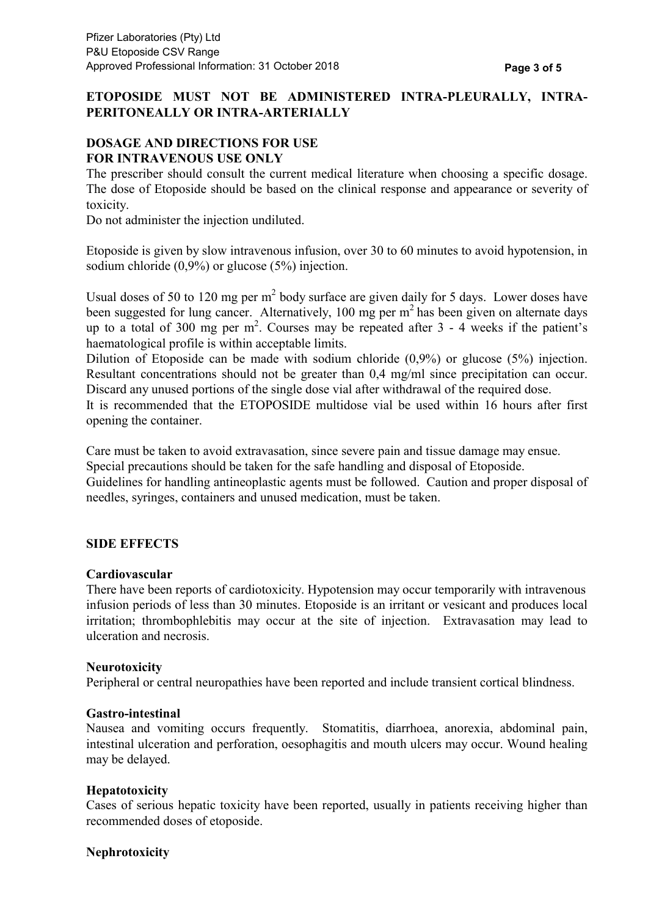**ETOPOSIDE MUST NOT BE ADMINISTERED INTRA-PLEURALLY, INTRA-PERITONEALLY OR INTRA-ARTERIALLY**

## DOSAGE AND DIRECTIONS FOR USE

**FOR INTRAVENOUS USE ONLY**

The prescriber should consult the current medical literature when choosing a specific dosage. The dose of Etoposide should be based on the clinical response and appearance or severity of toxicity.

Do not administer the injection undiluted.

Etoposide is given by slow intravenous infusion, over 30 to 60 minutes to avoid hypotension, in sodium chloride (0,9%) or glucose (5%) injection.

Usual doses of 50 to 120 mg per $m^2$ body surface are given daily for 5 days. Lower doses have been suggested for lung cancer. Alternatively, 100 mg per $m^2$ has been given on alternate days up to a total of 300 mg per $m^2$. Courses may be repeated after 3 - 4 weeks if the patient's haematological profile is within acceptable limits.

Dilution of Etoposide can be made with sodium chloride (0,9%) or glucose (5%) injection. Resultant concentrations should not be greater than 0,4 mg/ml since precipitation can occur. Discard any unused portions of the single dose vial after withdrawal of the required dose.

It is recommended that the ETOPOSIDE multidose vial be used within 16 hours after first opening the container.

Care must be taken to avoid extravasation, since severe pain and tissue damage may ensue.

Special precautions should be taken for the safe handling and disposal of Etoposide.

Guidelines for handling antineoplastic agents must be followed. Caution and proper disposal of needles, syringes, containers and unused medication, must be taken.

## SIDE EFFECTS

### Cardiovascular

There have been reports of cardiotoxicity. Hypotension may occur temporarily with intravenous infusion periods of less than 30 minutes. Etoposide is an irritant or vesicant and produces local irritation; thrombophlebitis may occur at the site of injection. Extravasation may lead to ulceration and necrosis.

### Neurotoxicity

Peripheral or central neuropathies have been reported and include transient cortical blindness.

### Gastro-intestinal

Nausea and vomiting occurs frequently. Stomatitis, diarrhoea, anorexia, abdominal pain, intestinal ulceration and perforation, oesophagitis and mouth ulcers may occur. Wound healing may be delayed.

### Hepatotoxicity

Cases of serious hepatic toxicity have been reported, usually in patients receiving higher than recommended doses of etoposide.

### Nephrotoxicity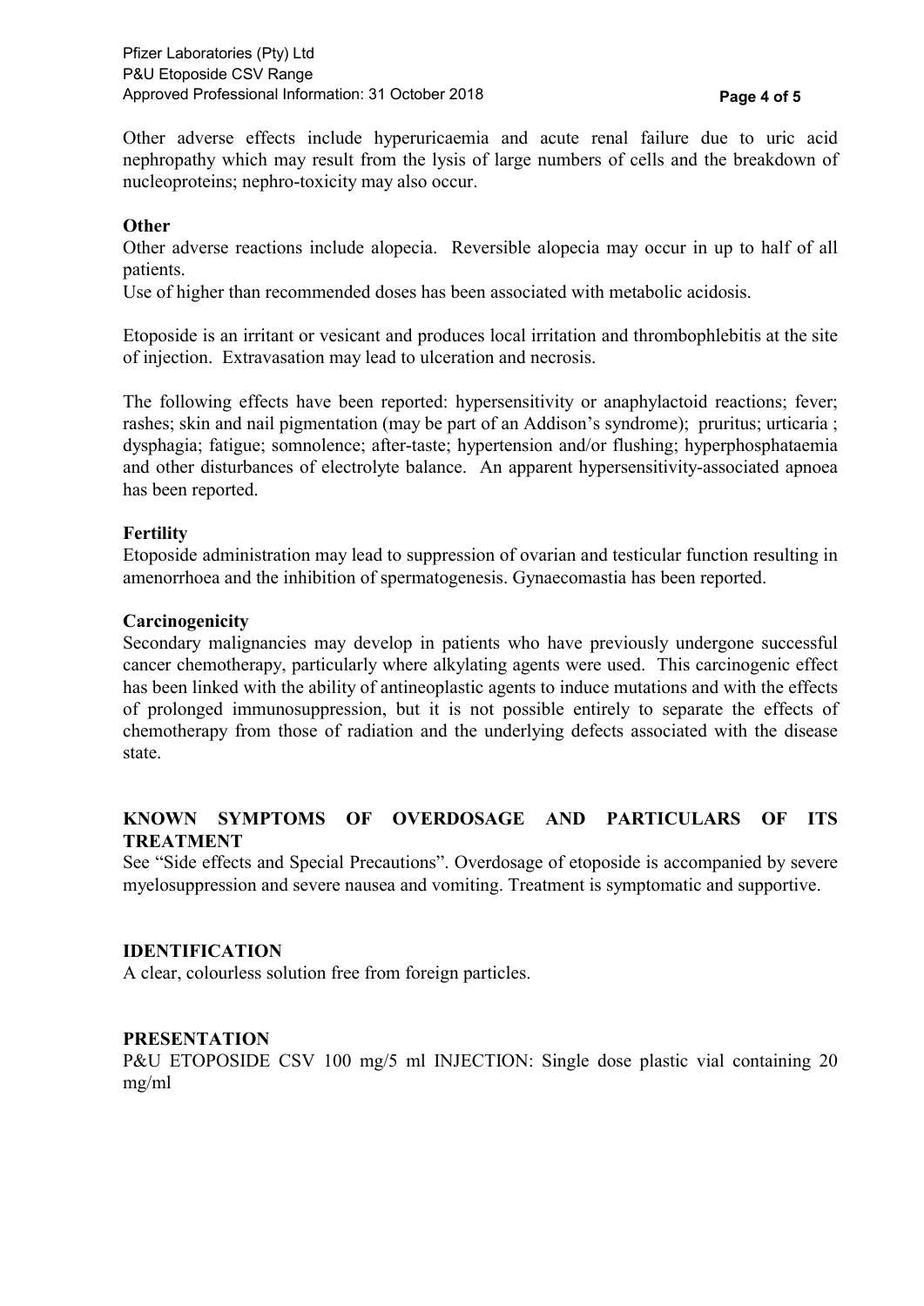Other adverse effects include hyperuricaemia and acute renal failure due to uric acid nephropathy which may result from the lysis of large numbers of cells and the breakdown of nucleoproteins; nephro-toxicity may also occur.

**Other**

Other adverse reactions include alopecia. Reversible alopecia may occur in up to half of all patients.

Use of higher than recommended doses has been associated with metabolic acidosis.

Etoposide is an irritant or vesicant and produces local irritation and thrombophlebitis at the site of injection. Extravasation may lead to ulceration and necrosis.

The following effects have been reported: hypersensitivity or anaphylactoid reactions; fever; rashes; skin and nail pigmentation (may be part of an Addison's syndrome); pruritus; urticaria ; dysphagia; fatigue; somnolence; after-taste; hypertension and/or flushing; hyperphosphataemia and other disturbances of electrolyte balance. An apparent hypersensitivity-associated apnoea has been reported.

**Fertility**

Etoposide administration may lead to suppression of ovarian and testicular function resulting in amenorrhoea and the inhibition of spermatogenesis. Gynaecomastia has been reported.

**Carcinogenicity**

Secondary malignancies may develop in patients who have previously undergone successful cancer chemotherapy, particularly where alkylating agents were used. This carcinogenic effect has been linked with the ability of antineoplastic agents to induce mutations and with the effects of prolonged immunosuppression, but it is not possible entirely to separate the effects of chemotherapy from those of radiation and the underlying defects associated with the disease state.

## KNOWN SYMPTOMS OF OVERDOSAGE AND PARTICULARS OF ITS TREATMENT

See "Side effects and Special Precautions". Overdosage of etoposide is accompanied by severe myelosuppression and severe nausea and vomiting. Treatment is symptomatic and supportive.

## IDENTIFICATION

A clear, colourless solution free from foreign particles.

## PRESENTATION

P&U ETOPOSIDE CSV 100 mg/5 ml INJECTION: Single dose plastic vial containing 20 mg/ml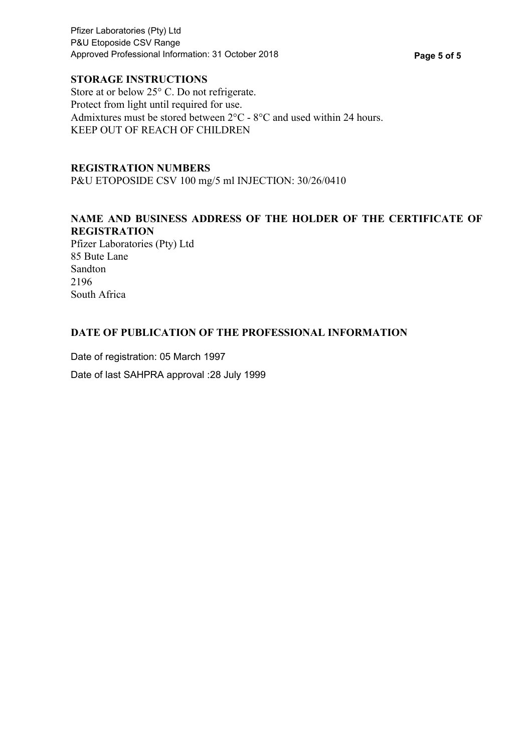## STORAGE INSTRUCTIONS

Store at or below 25° C. Do not refrigerate.
Protect from light until required for use.
Admixtures must be stored between 2°C - 8°C and used within 24 hours.
KEEP OUT OF REACH OF CHILDREN

## REGISTRATION NUMBERS

P&U ETOPOSIDE CSV 100 mg/5 ml INJECTION: 30/26/0410

## NAME AND BUSINESS ADDRESS OF THE HOLDER OF THE CERTIFICATE OF REGISTRATION

Pfizer Laboratories (Pty) Ltd
85 Bute Lane
Sandton
2196
South Africa

## DATE OF PUBLICATION OF THE PROFESSIONAL INFORMATION

Date of registration: 05 March 1997

Date of last SAHPRA approval :28 July 1999